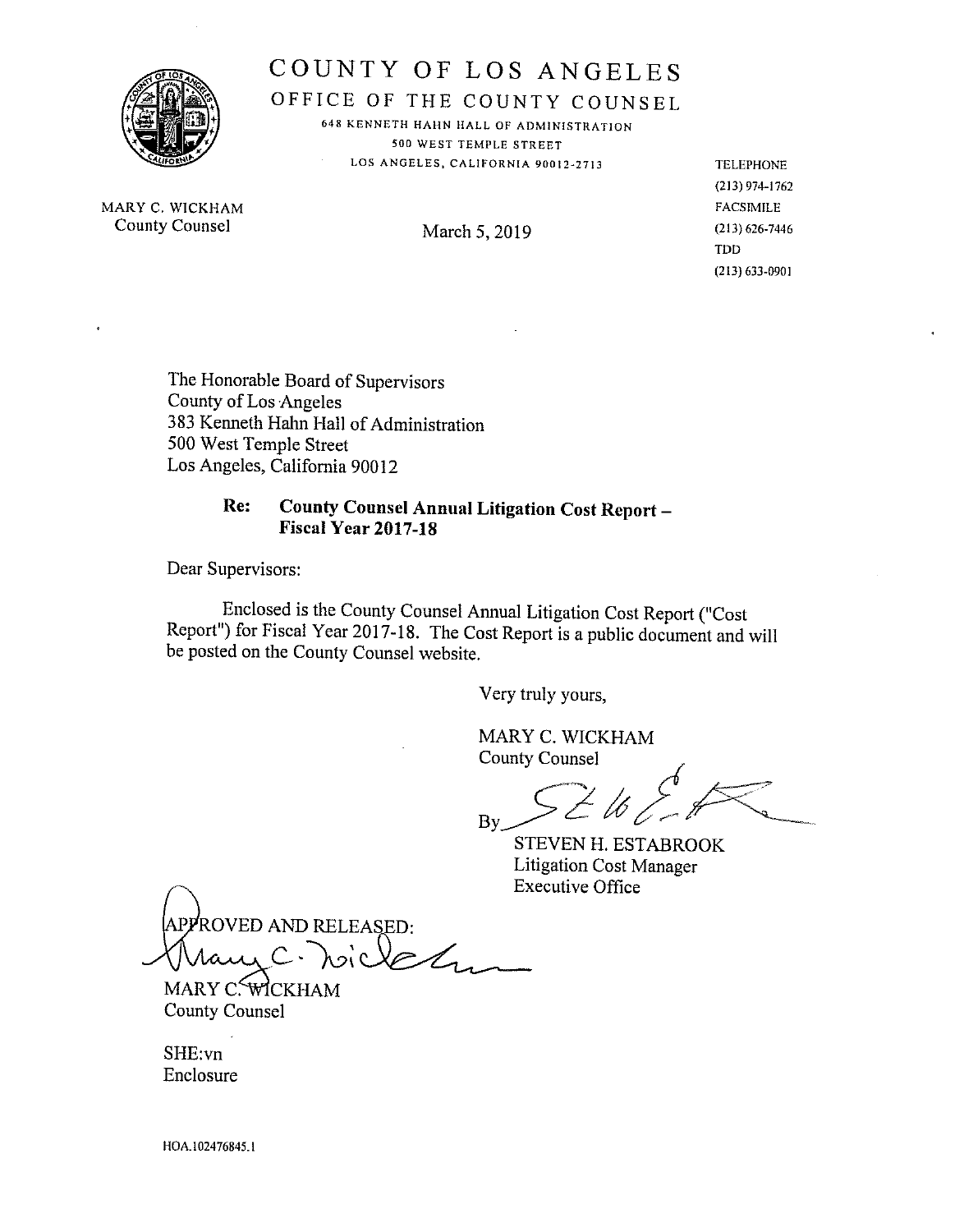# COUNTY OF LOS ANGELES

## OFFICE OF THE COUNTY COUNSEL

648 KENNETH HAHN HALL OF ADMINISTRATION
500 WEST TEMPLE STREET
LOS ANGELES, CALIFORNIA 90012-2713

MARY C. WICKHAM
County Counsel

March 5, 2019

TELEPHONE
(213) 974-1762
FACSIMILE
(213) 626-7446
TDD
(213) 633-0901

The Honorable Board of Supervisors
County of Los Angeles
383 Kenneth Hahn Hall of Administration
500 West Temple Street
Los Angeles, California 90012

**Re: County Counsel Annual Litigation Cost Report – Fiscal Year 2017-18**

Dear Supervisors:

Enclosed is the County Counsel Annual Litigation Cost Report ("Cost Report") for Fiscal Year 2017-18. The Cost Report is a public document and will be posted on the County Counsel website.

Very truly yours,

MARY C. WICKHAM
County Counsel

By

STEVEN H. ESTABROOK
Litigation Cost Manager
Executive Office

APPROVED AND RELEASED:

MARY C. WICKHAM
County Counsel

SHE:vn
Enclosure

HOA.102476845.1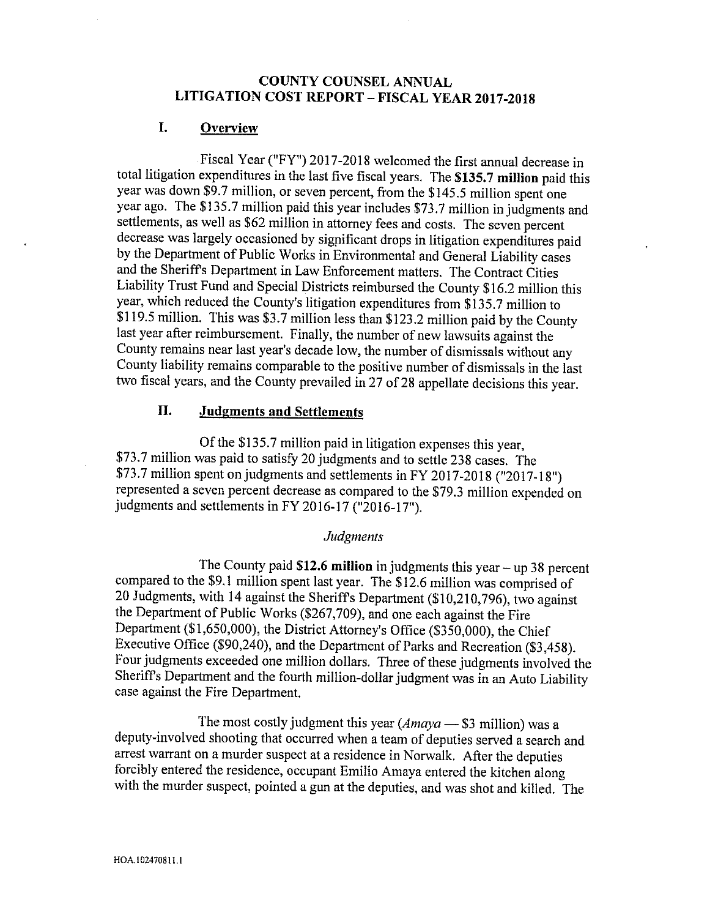# COUNTY COUNSEL ANNUAL LITIGATION COST REPORT – FISCAL YEAR 2017-2018

## I. Overview

Fiscal Year ("FY") 2017-2018 welcomed the first annual decrease in total litigation expenditures in the last five fiscal years. The **$135.7 million** paid this year was down $9.7 million, or seven percent, from the $145.5 million spent one year ago. The $135.7 million paid this year includes $73.7 million in judgments and settlements, as well as $62 million in attorney fees and costs. The seven percent decrease was largely occasioned by significant drops in litigation expenditures paid by the Department of Public Works in Environmental and General Liability cases and the Sheriff's Department in Law Enforcement matters. The Contract Cities Liability Trust Fund and Special Districts reimbursed the County $16.2 million this year, which reduced the County's litigation expenditures from $135.7 million to $119.5 million. This was $3.7 million less than $123.2 million paid by the County last year after reimbursement. Finally, the number of new lawsuits against the County remains near last year's decade low, the number of dismissals without any County liability remains comparable to the positive number of dismissals in the last two fiscal years, and the County prevailed in 27 of 28 appellate decisions this year.

## II. Judgments and Settlements

Of the $135.7 million paid in litigation expenses this year, $73.7 million was paid to satisfy 20 judgments and to settle 238 cases. The $73.7 million spent on judgments and settlements in FY 2017-2018 ("2017-18") represented a seven percent decrease as compared to the $79.3 million expended on judgments and settlements in FY 2016-17 ("2016-17").

### *Judgments*

The County paid **$12.6 million** in judgments this year – up 38 percent compared to the $9.1 million spent last year. The $12.6 million was comprised of 20 Judgments, with 14 against the Sheriff's Department ($10,210,796), two against the Department of Public Works ($267,709), and one each against the Fire Department ($1,650,000), the District Attorney's Office ($350,000), the Chief Executive Office ($90,240), and the Department of Parks and Recreation ($3,458). Four judgments exceeded one million dollars. Three of these judgments involved the Sheriff's Department and the fourth million-dollar judgment was in an Auto Liability case against the Fire Department.

The most costly judgment this year (*Amaya* — $3 million) was a deputy-involved shooting that occurred when a team of deputies served a search and arrest warrant on a murder suspect at a residence in Norwalk. After the deputies forcibly entered the residence, occupant Emilio Amaya entered the kitchen along with the murder suspect, pointed a gun at the deputies, and was shot and killed. The

HOA.102470811.1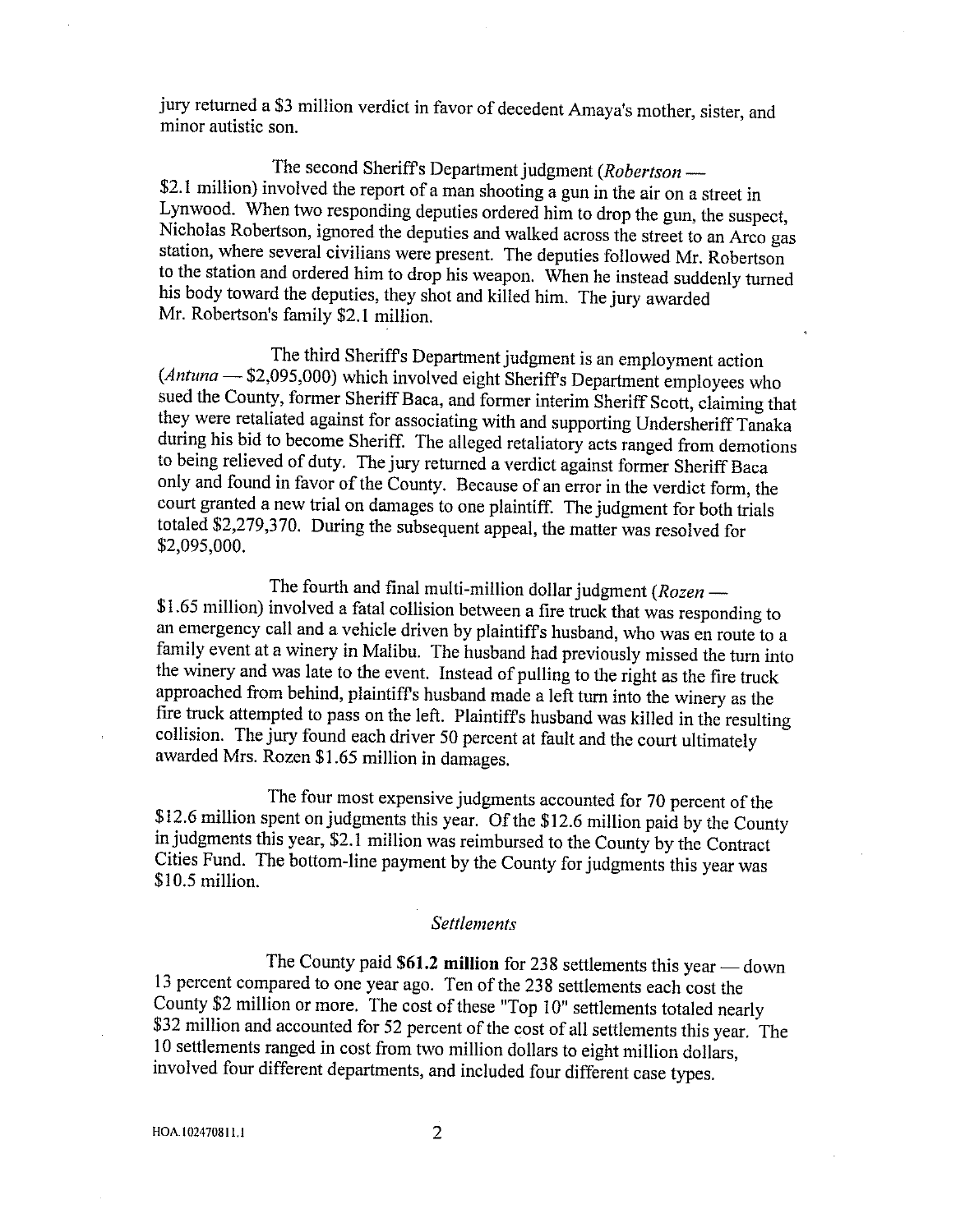jury returned a $3 million verdict in favor of decedent Amaya's mother, sister, and minor autistic son.

The second Sheriff's Department judgment (*Robertson* — $2.1 million) involved the report of a man shooting a gun in the air on a street in Lynwood. When two responding deputies ordered him to drop the gun, the suspect, Nicholas Robertson, ignored the deputies and walked across the street to an Arco gas station, where several civilians were present. The deputies followed Mr. Robertson to the station and ordered him to drop his weapon. When he instead suddenly turned his body toward the deputies, they shot and killed him. The jury awarded Mr. Robertson's family $2.1 million.

The third Sheriff's Department judgment is an employment action (*Antuna* — $2,095,000) which involved eight Sheriff's Department employees who sued the County, former Sheriff Baca, and former interim Sheriff Scott, claiming that they were retaliated against for associating with and supporting Undersheriff Tanaka during his bid to become Sheriff. The alleged retaliatory acts ranged from demotions to being relieved of duty. The jury returned a verdict against former Sheriff Baca only and found in favor of the County. Because of an error in the verdict form, the court granted a new trial on damages to one plaintiff. The judgment for both trials totaled $2,279,370. During the subsequent appeal, the matter was resolved for $2,095,000.

The fourth and final multi-million dollar judgment (*Rozen* — $1.65 million) involved a fatal collision between a fire truck that was responding to an emergency call and a vehicle driven by plaintiff's husband, who was en route to a family event at a winery in Malibu. The husband had previously missed the turn into the winery and was late to the event. Instead of pulling to the right as the fire truck approached from behind, plaintiff's husband made a left turn into the winery as the fire truck attempted to pass on the left. Plaintiff's husband was killed in the resulting collision. The jury found each driver 50 percent at fault and the court ultimately awarded Mrs. Rozen $1.65 million in damages.

The four most expensive judgments accounted for 70 percent of the $12.6 million spent on judgments this year. Of the $12.6 million paid by the County in judgments this year, $2.1 million was reimbursed to the County by the Contract Cities Fund. The bottom-line payment by the County for judgments this year was $10.5 million.

### *Settlements*

The County paid **$61.2 million** for 238 settlements this year — down 13 percent compared to one year ago. Ten of the 238 settlements each cost the County $2 million or more. The cost of these "Top 10" settlements totaled nearly $32 million and accounted for 52 percent of the cost of all settlements this year. The 10 settlements ranged in cost from two million dollars to eight million dollars, involved four different departments, and included four different case types.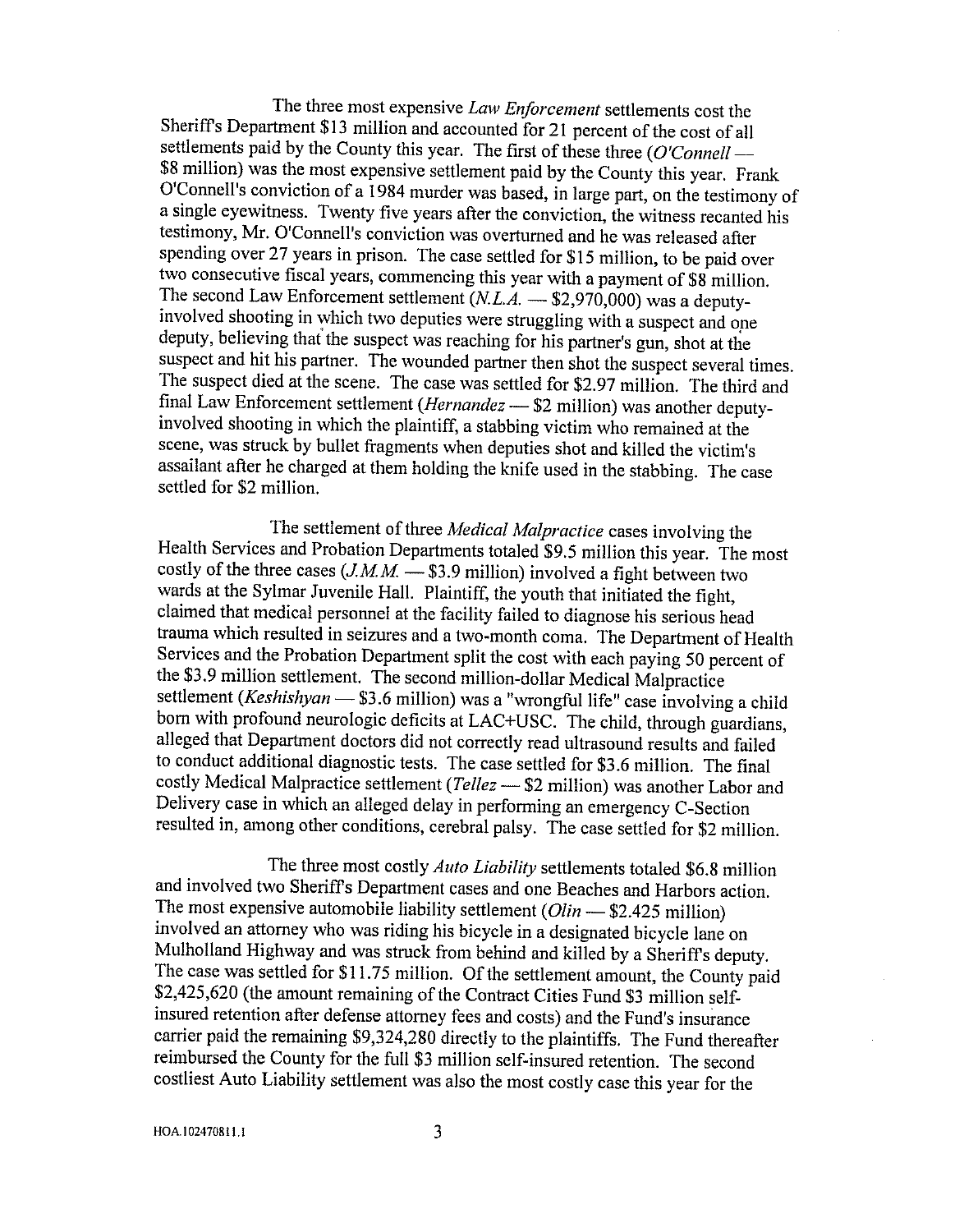The three most expensive *Law Enforcement* settlements cost the Sheriff's Department $13 million and accounted for 21 percent of the cost of all settlements paid by the County this year. The first of these three (*O'Connell* — $8 million) was the most expensive settlement paid by the County this year. Frank O'Connell's conviction of a 1984 murder was based, in large part, on the testimony of a single eyewitness. Twenty five years after the conviction, the witness recanted his testimony, Mr. O'Connell's conviction was overturned and he was released after spending over 27 years in prison. The case settled for $15 million, to be paid over two consecutive fiscal years, commencing this year with a payment of $8 million. The second Law Enforcement settlement (*N.L.A.* — $2,970,000) was a deputy-involved shooting in which two deputies were struggling with a suspect and one deputy, believing that the suspect was reaching for his partner's gun, shot at the suspect and hit his partner. The wounded partner then shot the suspect several times. The suspect died at the scene. The case was settled for $2.97 million. The third and final Law Enforcement settlement (*Hernandez* — $2 million) was another deputy-involved shooting in which the plaintiff, a stabbing victim who remained at the scene, was struck by bullet fragments when deputies shot and killed the victim's assailant after he charged at them holding the knife used in the stabbing. The case settled for $2 million.

The settlement of three *Medical Malpractice* cases involving the Health Services and Probation Departments totaled $9.5 million this year. The most costly of the three cases (*J.M.M.* — $3.9 million) involved a fight between two wards at the Sylmar Juvenile Hall. Plaintiff, the youth that initiated the fight, claimed that medical personnel at the facility failed to diagnose his serious head trauma which resulted in seizures and a two-month coma. The Department of Health Services and the Probation Department split the cost with each paying 50 percent of the $3.9 million settlement. The second million-dollar Medical Malpractice settlement (*Keshishyan* — $3.6 million) was a "wrongful life" case involving a child born with profound neurologic deficits at LAC+USC. The child, through guardians, alleged that Department doctors did not correctly read ultrasound results and failed to conduct additional diagnostic tests. The case settled for $3.6 million. The final costly Medical Malpractice settlement (*Tellez* — $2 million) was another Labor and Delivery case in which an alleged delay in performing an emergency C-Section resulted in, among other conditions, cerebral palsy. The case settled for $2 million.

The three most costly *Auto Liability* settlements totaled $6.8 million and involved two Sheriff's Department cases and one Beaches and Harbors action. The most expensive automobile liability settlement (*Olin* — $2.425 million) involved an attorney who was riding his bicycle in a designated bicycle lane on Mulholland Highway and was struck from behind and killed by a Sheriff's deputy. The case was settled for $11.75 million. Of the settlement amount, the County paid $2,425,620 (the amount remaining of the Contract Cities Fund $3 million self-insured retention after defense attorney fees and costs) and the Fund's insurance carrier paid the remaining $9,324,280 directly to the plaintiffs. The Fund thereafter reimbursed the County for the full $3 million self-insured retention. The second costliest Auto Liability settlement was also the most costly case this year for the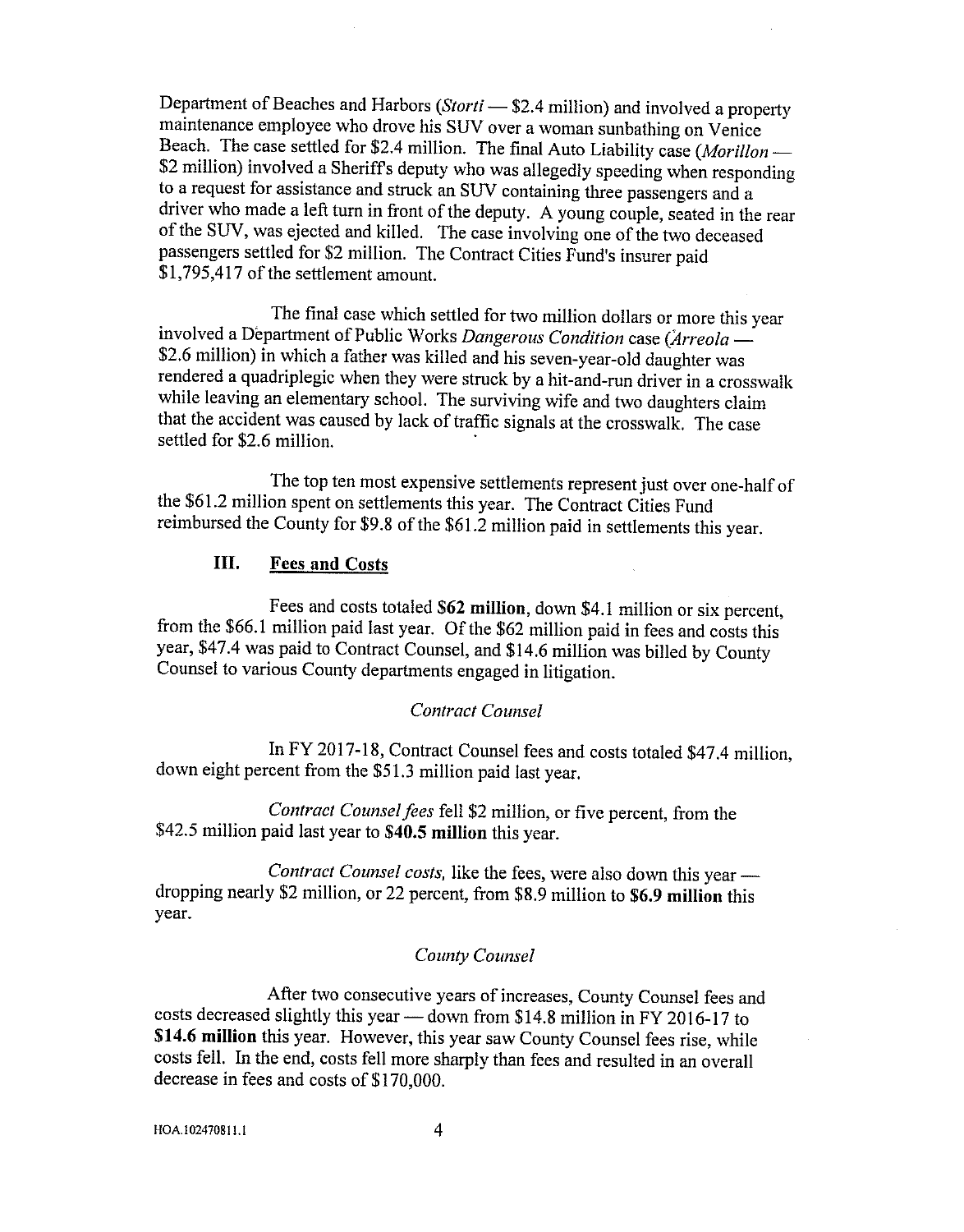Department of Beaches and Harbors (*Storti* — \$2.4 million) and involved a property maintenance employee who drove his SUV over a woman sunbathing on Venice Beach. The case settled for \$2.4 million. The final Auto Liability case (*Morillon* — \$2 million) involved a Sheriff's deputy who was allegedly speeding when responding to a request for assistance and struck an SUV containing three passengers and a driver who made a left turn in front of the deputy. A young couple, seated in the rear of the SUV, was ejected and killed. The case involving one of the two deceased passengers settled for \$2 million. The Contract Cities Fund's insurer paid \$1,795,417 of the settlement amount.

The final case which settled for two million dollars or more this year involved a Department of Public Works *Dangerous Condition* case (*Arreola* — \$2.6 million) in which a father was killed and his seven-year-old daughter was rendered a quadriplegic when they were struck by a hit-and-run driver in a crosswalk while leaving an elementary school. The surviving wife and two daughters claim that the accident was caused by lack of traffic signals at the crosswalk. The case settled for \$2.6 million.

The top ten most expensive settlements represent just over one-half of the \$61.2 million spent on settlements this year. The Contract Cities Fund reimbursed the County for \$9.8 of the \$61.2 million paid in settlements this year.

## III. Fees and Costs

Fees and costs totaled **\$62 million**, down \$4.1 million or six percent, from the \$66.1 million paid last year. Of the \$62 million paid in fees and costs this year, \$47.4 was paid to Contract Counsel, and \$14.6 million was billed by County Counsel to various County departments engaged in litigation.

### *Contract Counsel*

In FY 2017-18, Contract Counsel fees and costs totaled \$47.4 million, down eight percent from the \$51.3 million paid last year.

*Contract Counsel fees* fell \$2 million, or five percent, from the \$42.5 million paid last year to **\$40.5 million** this year.

*Contract Counsel costs*, like the fees, were also down this year — dropping nearly \$2 million, or 22 percent, from \$8.9 million to **\$6.9 million** this year.

### *County Counsel*

After two consecutive years of increases, County Counsel fees and costs decreased slightly this year — down from \$14.8 million in FY 2016-17 to **\$14.6 million** this year. However, this year saw County Counsel fees rise, while costs fell. In the end, costs fell more sharply than fees and resulted in an overall decrease in fees and costs of \$170,000.

HOA.102470811.1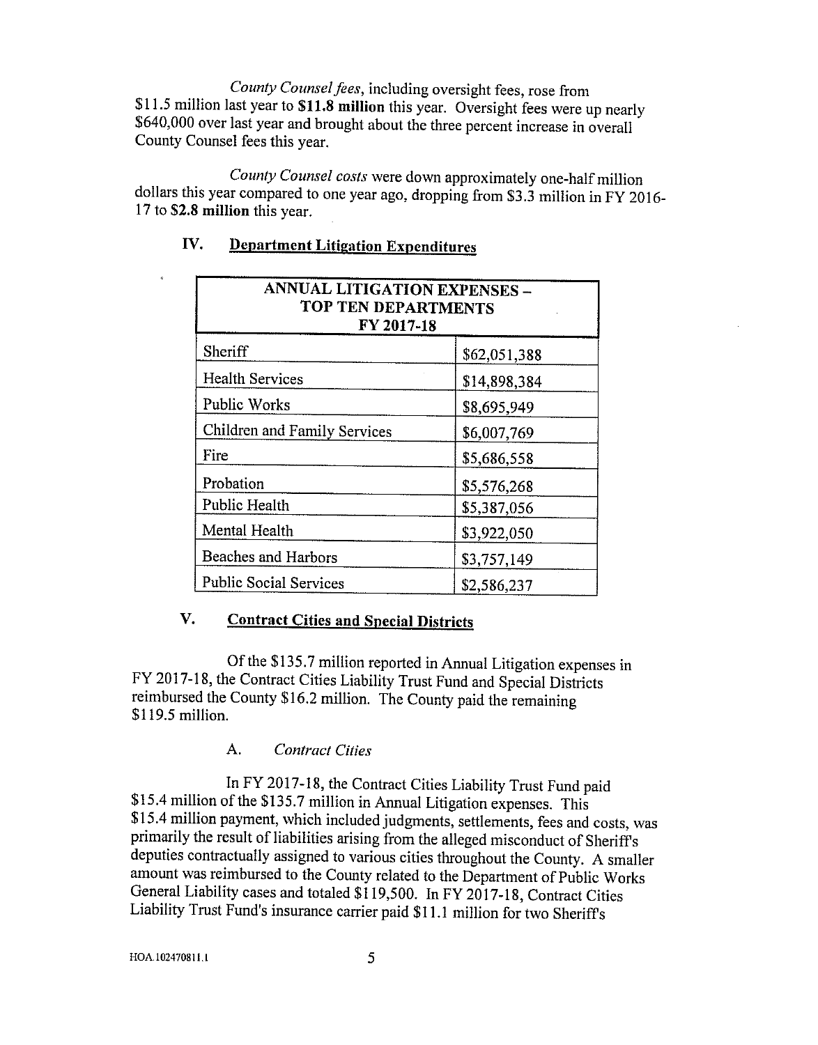*County Counsel fees*, including oversight fees, rose from $11.5 million last year to **$11.8 million** this year. Oversight fees were up nearly $640,000 over last year and brought about the three percent increase in overall County Counsel fees this year.

*County Counsel costs* were down approximately one-half million dollars this year compared to one year ago, dropping from $3.3 million in FY 2016-17 to **$2.8 million** this year.

## IV. Department Litigation Expenditures

| ANNUAL LITIGATION EXPENSES – TOP TEN DEPARTMENTS FY 2017-18 | |
|---|---|
| Sheriff | $62,051,388 |
| Health Services | $14,898,384 |
| Public Works | $8,695,949 |
| Children and Family Services | $6,007,769 |
| Fire | $5,686,558 |
| Probation | $5,576,268 |
| Public Health | $5,387,056 |
| Mental Health | $3,922,050 |
| Beaches and Harbors | $3,757,149 |
| Public Social Services | $2,586,237 |

## V. Contract Cities and Special Districts

Of the $135.7 million reported in Annual Litigation expenses in FY 2017-18, the Contract Cities Liability Trust Fund and Special Districts reimbursed the County $16.2 million. The County paid the remaining $119.5 million.

### A. *Contract Cities*

In FY 2017-18, the Contract Cities Liability Trust Fund paid $15.4 million of the $135.7 million in Annual Litigation expenses. This $15.4 million payment, which included judgments, settlements, fees and costs, was primarily the result of liabilities arising from the alleged misconduct of Sheriff's deputies contractually assigned to various cities throughout the County. A smaller amount was reimbursed to the County related to the Department of Public Works General Liability cases and totaled $119,500. In FY 2017-18, Contract Cities Liability Trust Fund's insurance carrier paid $11.1 million for two Sheriff's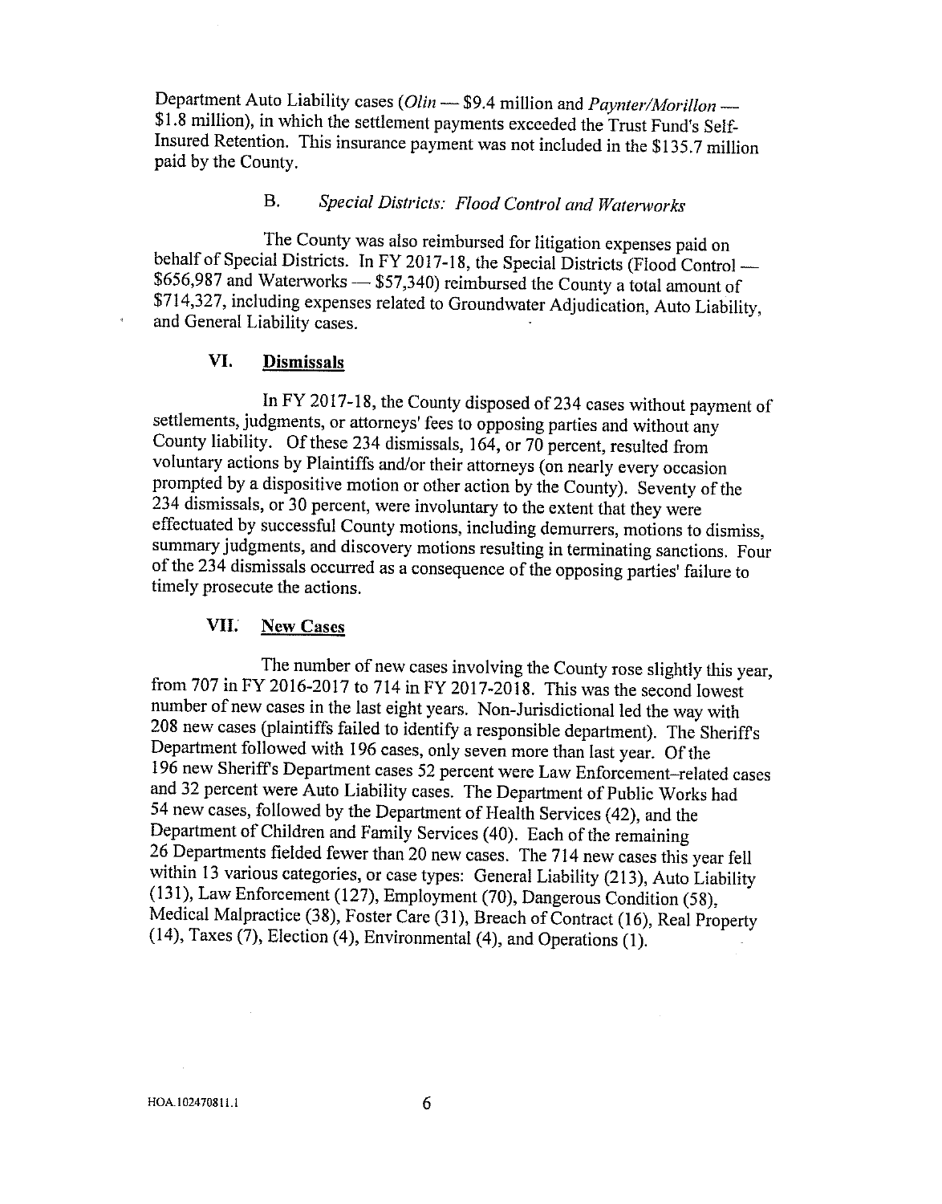Department Auto Liability cases (*Olin* — $9.4 million and *Paynter/Morillon* — $1.8 million), in which the settlement payments exceeded the Trust Fund's Self-Insured Retention. This insurance payment was not included in the $135.7 million paid by the County.

### B. *Special Districts: Flood Control and Waterworks*

The County was also reimbursed for litigation expenses paid on behalf of Special Districts. In FY 2017-18, the Special Districts (Flood Control — $656,987 and Waterworks — $57,340) reimbursed the County a total amount of $714,327, including expenses related to Groundwater Adjudication, Auto Liability, and General Liability cases.

## VI. <u>Dismissals</u>

In FY 2017-18, the County disposed of 234 cases without payment of settlements, judgments, or attorneys' fees to opposing parties and without any County liability. Of these 234 dismissals, 164, or 70 percent, resulted from voluntary actions by Plaintiffs and/or their attorneys (on nearly every occasion prompted by a dispositive motion or other action by the County). Seventy of the 234 dismissals, or 30 percent, were involuntary to the extent that they were effectuated by successful County motions, including demurrers, motions to dismiss, summary judgments, and discovery motions resulting in terminating sanctions. Four of the 234 dismissals occurred as a consequence of the opposing parties' failure to timely prosecute the actions.

## VII. <u>New Cases</u>

The number of new cases involving the County rose slightly this year, from 707 in FY 2016-2017 to 714 in FY 2017-2018. This was the second lowest number of new cases in the last eight years. Non-Jurisdictional led the way with 208 new cases (plaintiffs failed to identify a responsible department). The Sheriff's Department followed with 196 cases, only seven more than last year. Of the 196 new Sheriff's Department cases 52 percent were Law Enforcement–related cases and 32 percent were Auto Liability cases. The Department of Public Works had 54 new cases, followed by the Department of Health Services (42), and the Department of Children and Family Services (40). Each of the remaining 26 Departments fielded fewer than 20 new cases. The 714 new cases this year fell within 13 various categories, or case types: General Liability (213), Auto Liability (131), Law Enforcement (127), Employment (70), Dangerous Condition (58), Medical Malpractice (38), Foster Care (31), Breach of Contract (16), Real Property (14), Taxes (7), Election (4), Environmental (4), and Operations (1).

HOA.102470811.1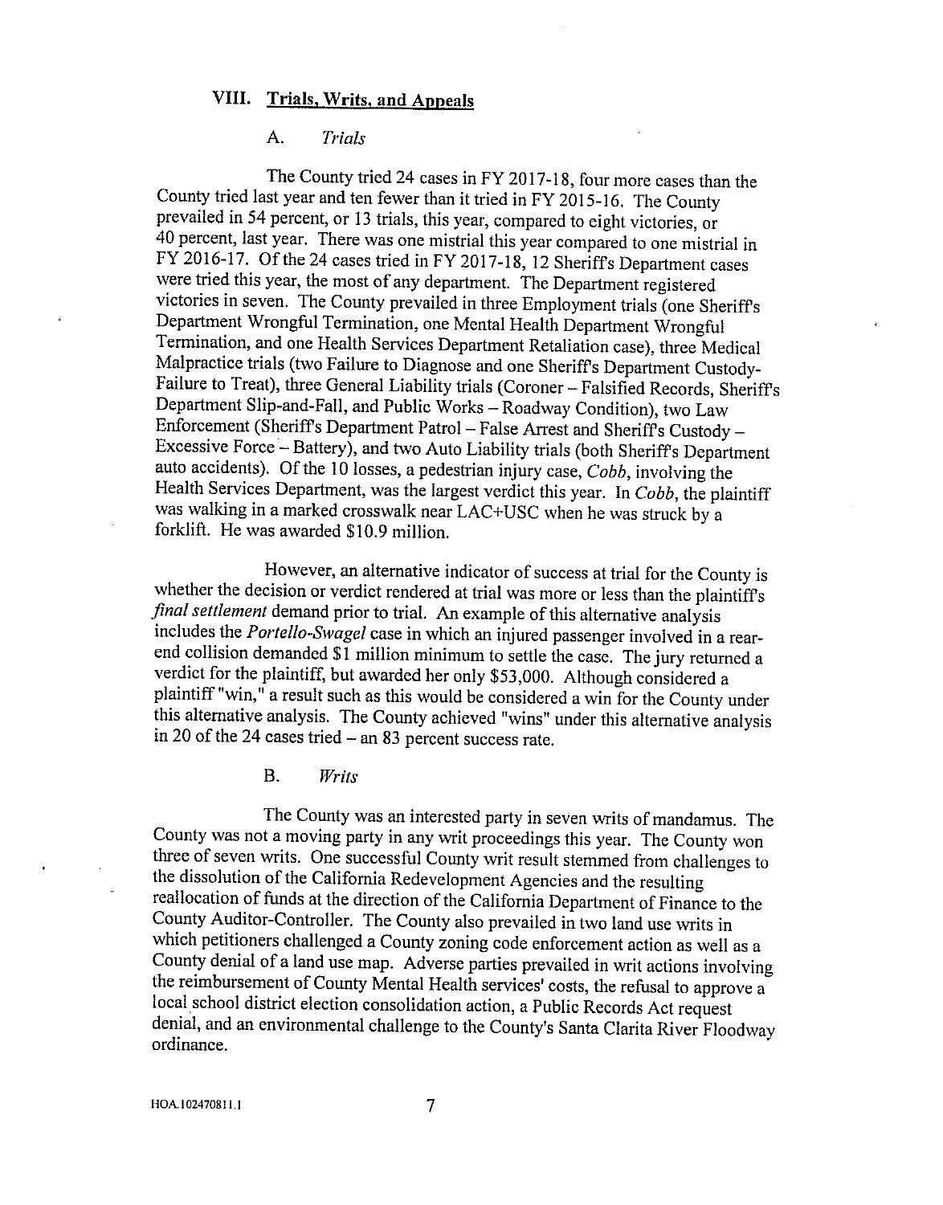## VIII. Trials, Writs, and Appeals

### A. *Trials*

The County tried 24 cases in FY 2017-18, four more cases than the County tried last year and ten fewer than it tried in FY 2015-16. The County prevailed in 54 percent, or 13 trials, this year, compared to eight victories, or 40 percent, last year. There was one mistrial this year compared to one mistrial in FY 2016-17. Of the 24 cases tried in FY 2017-18, 12 Sheriff's Department cases were tried this year, the most of any department. The Department registered victories in seven. The County prevailed in three Employment trials (one Sheriff's Department Wrongful Termination, one Mental Health Department Wrongful Termination, and one Health Services Department Retaliation case), three Medical Malpractice trials (two Failure to Diagnose and one Sheriff's Department Custody-Failure to Treat), three General Liability trials (Coroner – Falsified Records, Sheriff's Department Slip-and-Fall, and Public Works – Roadway Condition), two Law Enforcement (Sheriff's Department Patrol – False Arrest and Sheriff's Custody – Excessive Force – Battery), and two Auto Liability trials (both Sheriff's Department auto accidents). Of the 10 losses, a pedestrian injury case, *Cobb*, involving the Health Services Department, was the largest verdict this year. In *Cobb*, the plaintiff was walking in a marked crosswalk near LAC+USC when he was struck by a forklift. He was awarded $10.9 million.

However, an alternative indicator of success at trial for the County is whether the decision or verdict rendered at trial was more or less than the plaintiff's *final settlement* demand prior to trial. An example of this alternative analysis includes the *Portello-Swagel* case in which an injured passenger involved in a rear-end collision demanded $1 million minimum to settle the case. The jury returned a verdict for the plaintiff, but awarded her only $53,000. Although considered a plaintiff "win," a result such as this would be considered a win for the County under this alternative analysis. The County achieved "wins" under this alternative analysis in 20 of the 24 cases tried – an 83 percent success rate.

### B. *Writs*

The County was an interested party in seven writs of mandamus. The County was not a moving party in any writ proceedings this year. The County won three of seven writs. One successful County writ result stemmed from challenges to the dissolution of the California Redevelopment Agencies and the resulting reallocation of funds at the direction of the California Department of Finance to the County Auditor-Controller. The County also prevailed in two land use writs in which petitioners challenged a County zoning code enforcement action as well as a County denial of a land use map. Adverse parties prevailed in writ actions involving the reimbursement of County Mental Health services' costs, the refusal to approve a local school district election consolidation action, a Public Records Act request denial, and an environmental challenge to the County's Santa Clarita River Floodway ordinance.

HOA.102470811.1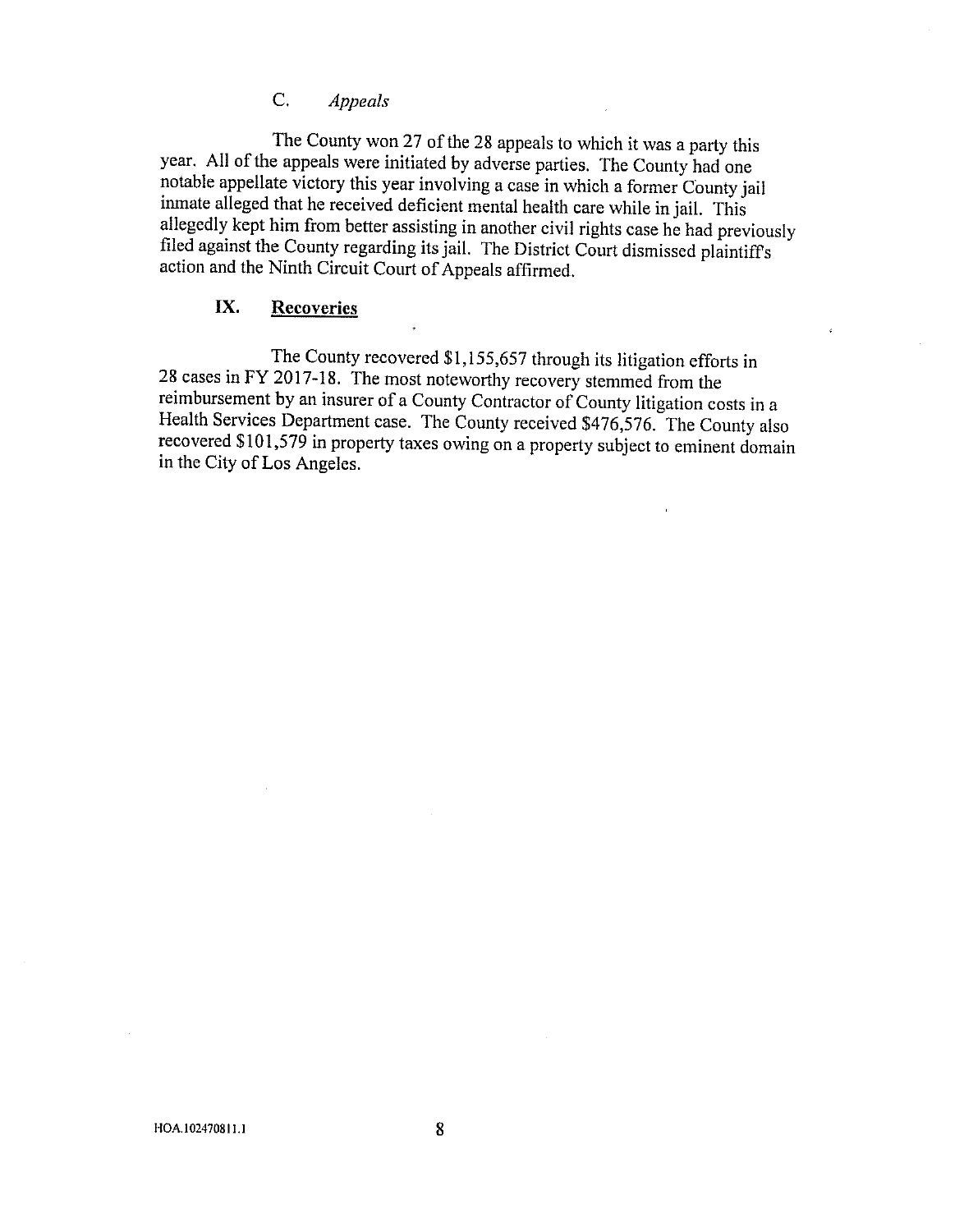### C. *Appeals*

The County won 27 of the 28 appeals to which it was a party this year. All of the appeals were initiated by adverse parties. The County had one notable appellate victory this year involving a case in which a former County jail inmate alleged that he received deficient mental health care while in jail. This allegedly kept him from better assisting in another civil rights case he had previously filed against the County regarding its jail. The District Court dismissed plaintiff's action and the Ninth Circuit Court of Appeals affirmed.

## IX. Recoveries

The County recovered $1,155,657 through its litigation efforts in 28 cases in FY 2017-18. The most noteworthy recovery stemmed from the reimbursement by an insurer of a County Contractor of County litigation costs in a Health Services Department case. The County received $476,576. The County also recovered $101,579 in property taxes owing on a property subject to eminent domain in the City of Los Angeles.

HOA.102470811.1